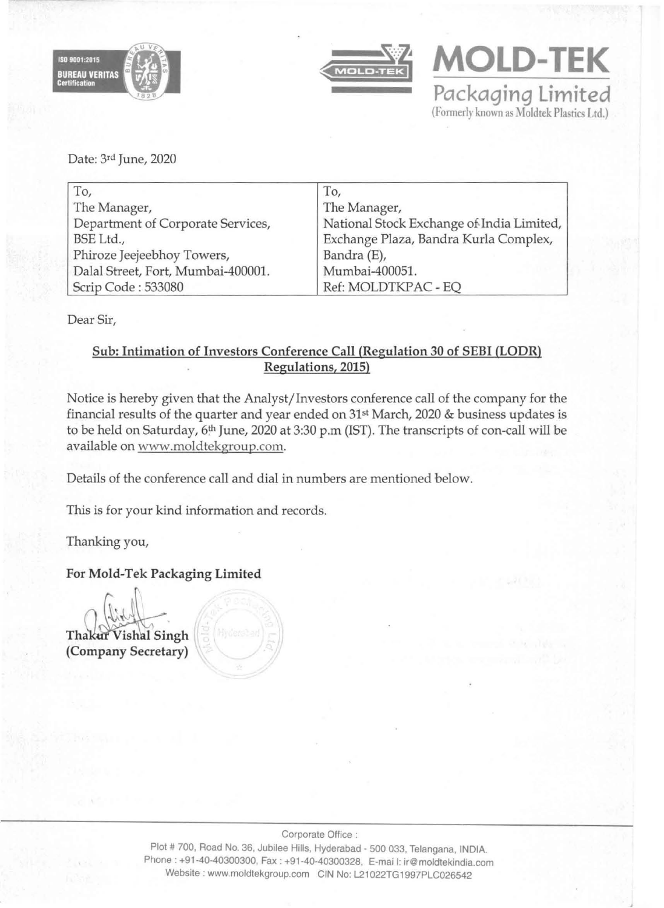**MOLD-TEK**

**Packaging Limited**

(Formerly known as Moldtek Plastics Ltd.)

Date: 3rd June, 2020

| To, | To, |
|---|---|
| The Manager, | The Manager, |
| Department of Corporate Services, | National Stock Exchange of India Limited, |
| BSE Ltd., | Exchange Plaza, Bandra Kurla Complex, |
| Phiroze Jeejeebhoy Towers, | Bandra (E), |
| Dalal Street, Fort, Mumbai-400001. | Mumbai-400051. |
| Scrip Code : 533080 | Ref: MOLDTKPAC - EQ |

Dear Sir,

**Sub: Intimation of Investors Conference Call (Regulation 30 of SEBI (LODR) Regulations, 2015)**

Notice is hereby given that the Analyst/Investors conference call of the company for the financial results of the quarter and year ended on 31st March, 2020 & business updates is to be held on Saturday, 6th June, 2020 at 3:30 p.m (IST). The transcripts of con-call will be available on www.moldtekgroup.com.

Details of the conference call and dial in numbers are mentioned below.

This is for your kind information and records.

Thanking you,

**For Mold-Tek Packaging Limited**

**Thakur Vishal Singh**
**(Company Secretary)**

Corporate Office :
Plot # 700, Road No. 36, Jubilee Hills, Hyderabad - 500 033, Telangana, INDIA.
Phone : +91-40-40300300, Fax : +91-40-40300328, E-mail: ir@moldtekindia.com
Website : www.moldtekgroup.com CIN No: L21022TG1997PLC026542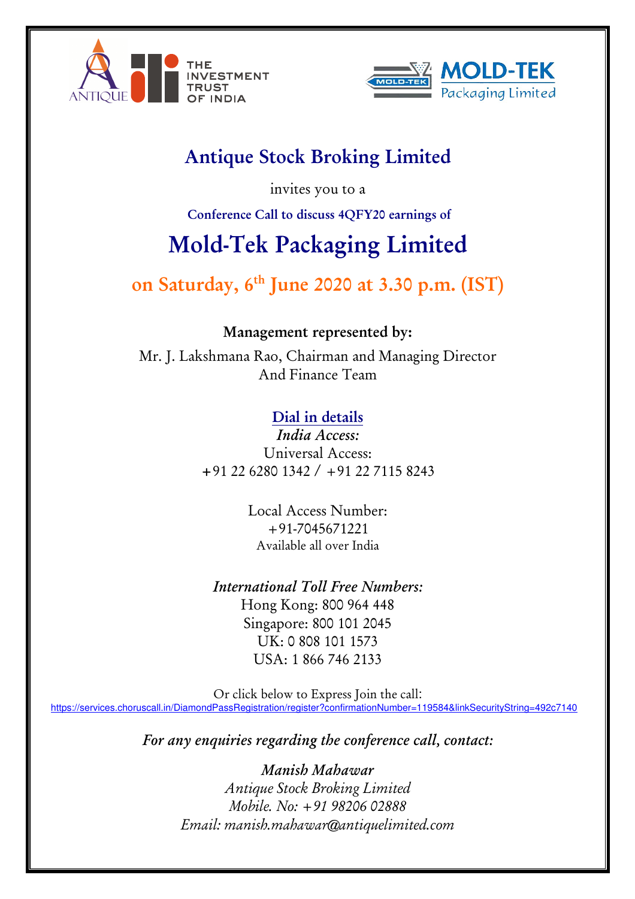THE INVESTMENT TRUST OF INDIA

MOLD-TEK Packaging Limited

# Antique Stock Broking Limited

invites you to a

**Conference Call to discuss 4QFY20 earnings of**

# Mold-Tek Packaging Limited

## on Saturday, 6th June 2020 at 3.30 p.m. (IST)

**Management represented by:**

Mr. J. Lakshmana Rao, Chairman and Managing Director
And Finance Team

**Dial in details**

*India Access:*

Universal Access:
+91 22 6280 1342 / +91 22 7115 8243

Local Access Number:
+91-7045671221
Available all over India

*International Toll Free Numbers:*

Hong Kong: 800 964 448
Singapore: 800 101 2045
UK: 0 808 101 1573
USA: 1 866 746 2133

Or click below to Express Join the call:
https://services.choruscall.in/DiamondPassRegistration/register?confirmationNumber=119584&linkSecurityString=492c7140

*For any enquiries regarding the conference call, contact:*

*Manish Mahawar*
*Antique Stock Broking Limited*
*Mobile. No: +91 98206 02888*
*Email: manish.mahawar@antiquelimited.com*